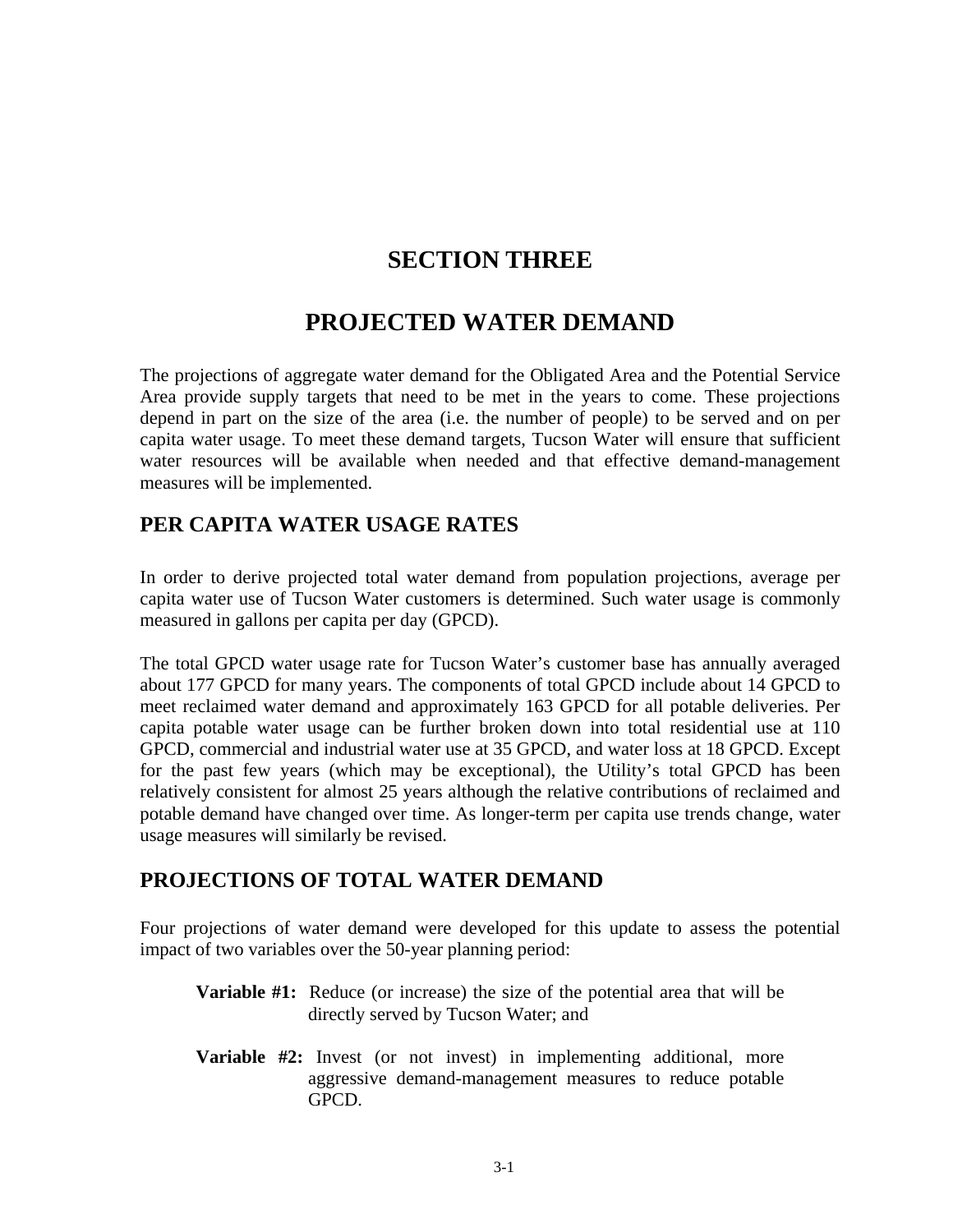# SECTION THREE

# PROJECTED WATER DEMAND

The projections of aggregate water demand for the Obligated Area and the Potential Service Area provide supply targets that need to be met in the years to come. These projections depend in part on the size of the area (i.e. the number of people) to be served and on per capita water usage. To meet these demand targets, Tucson Water will ensure that sufficient water resources will be available when needed and that effective demand-management measures will be implemented.

## PER CAPITA WATER USAGE RATES

In order to derive projected total water demand from population projections, average per capita water use of Tucson Water customers is determined. Such water usage is commonly measured in gallons per capita per day (GPCD).

The total GPCD water usage rate for Tucson Water's customer base has annually averaged about 177 GPCD for many years. The components of total GPCD include about 14 GPCD to meet reclaimed water demand and approximately 163 GPCD for all potable deliveries. Per capita potable water usage can be further broken down into total residential use at 110 GPCD, commercial and industrial water use at 35 GPCD, and water loss at 18 GPCD. Except for the past few years (which may be exceptional), the Utility's total GPCD has been relatively consistent for almost 25 years although the relative contributions of reclaimed and potable demand have changed over time. As longer-term per capita use trends change, water usage measures will similarly be revised.

## PROJECTIONS OF TOTAL WATER DEMAND

Four projections of water demand were developed for this update to assess the potential impact of two variables over the 50-year planning period:

**Variable #1:** Reduce (or increase) the size of the potential area that will be directly served by Tucson Water; and

**Variable #2:** Invest (or not invest) in implementing additional, more aggressive demand-management measures to reduce potable GPCD.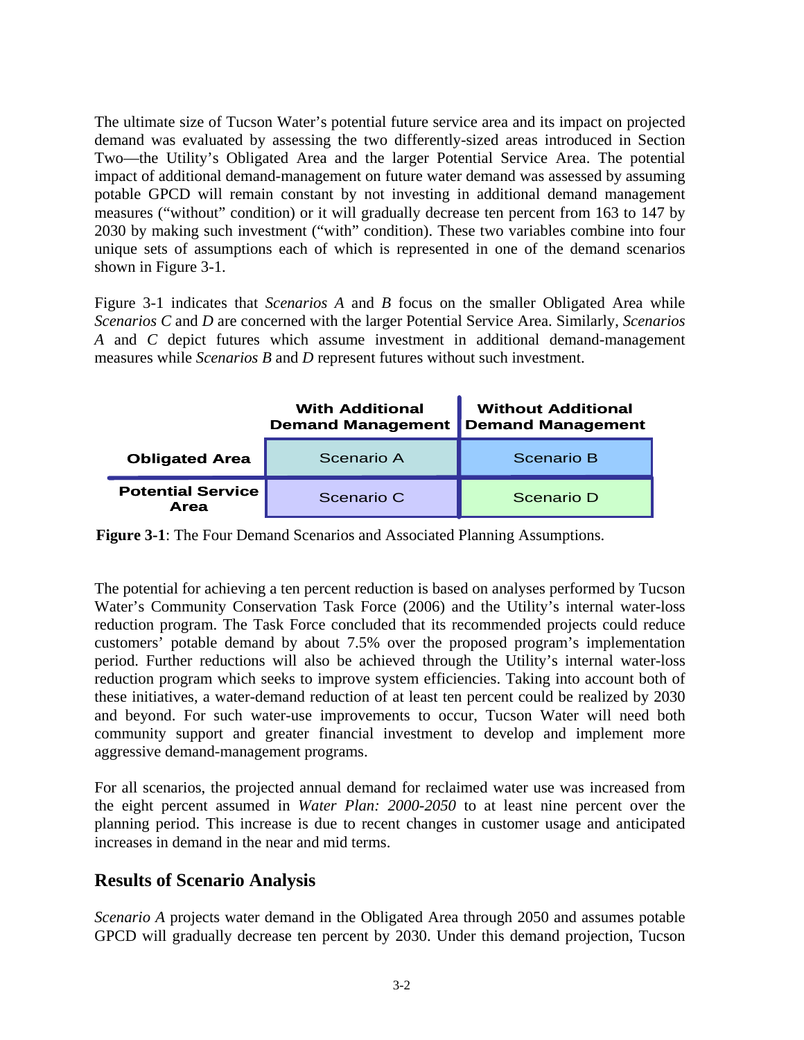The ultimate size of Tucson Water's potential future service area and its impact on projected demand was evaluated by assessing the two differently-sized areas introduced in Section Two—the Utility's Obligated Area and the larger Potential Service Area. The potential impact of additional demand-management on future water demand was assessed by assuming potable GPCD will remain constant by not investing in additional demand management measures ("without" condition) or it will gradually decrease ten percent from 163 to 147 by 2030 by making such investment ("with" condition). These two variables combine into four unique sets of assumptions each of which is represented in one of the demand scenarios shown in Figure 3-1.

Figure 3-1 indicates that *Scenarios A* and *B* focus on the smaller Obligated Area while *Scenarios C* and *D* are concerned with the larger Potential Service Area. Similarly, *Scenarios A* and *C* depict futures which assume investment in additional demand-management measures while *Scenarios B* and *D* represent futures without such investment.

| | **With Additional Demand Management** | **Without Additional Demand Management** |
| --- | --- | --- |
| **Obligated Area** | Scenario A | Scenario B |
| **Potential Service Area** | Scenario C | Scenario D |

**Figure 3-1**: The Four Demand Scenarios and Associated Planning Assumptions.

The potential for achieving a ten percent reduction is based on analyses performed by Tucson Water's Community Conservation Task Force (2006) and the Utility's internal water-loss reduction program. The Task Force concluded that its recommended projects could reduce customers' potable demand by about 7.5% over the proposed program's implementation period. Further reductions will also be achieved through the Utility's internal water-loss reduction program which seeks to improve system efficiencies. Taking into account both of these initiatives, a water-demand reduction of at least ten percent could be realized by 2030 and beyond. For such water-use improvements to occur, Tucson Water will need both community support and greater financial investment to develop and implement more aggressive demand-management programs.

For all scenarios, the projected annual demand for reclaimed water use was increased from the eight percent assumed in *Water Plan: 2000-2050* to at least nine percent over the planning period. This increase is due to recent changes in customer usage and anticipated increases in demand in the near and mid terms.

## Results of Scenario Analysis

*Scenario A* projects water demand in the Obligated Area through 2050 and assumes potable GPCD will gradually decrease ten percent by 2030. Under this demand projection, Tucson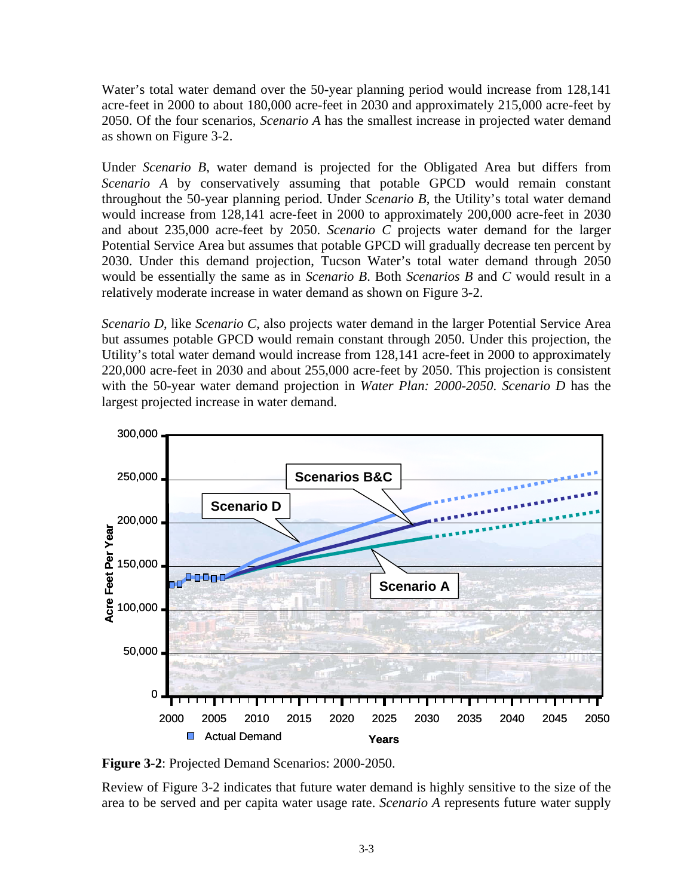Water's total water demand over the 50-year planning period would increase from 128,141 acre-feet in 2000 to about 180,000 acre-feet in 2030 and approximately 215,000 acre-feet by 2050. Of the four scenarios, *Scenario A* has the smallest increase in projected water demand as shown on Figure 3-2.

Under *Scenario B*, water demand is projected for the Obligated Area but differs from *Scenario A* by conservatively assuming that potable GPCD would remain constant throughout the 50-year planning period. Under *Scenario B*, the Utility's total water demand would increase from 128,141 acre-feet in 2000 to approximately 200,000 acre-feet in 2030 and about 235,000 acre-feet by 2050. *Scenario C* projects water demand for the larger Potential Service Area but assumes that potable GPCD will gradually decrease ten percent by 2030. Under this demand projection, Tucson Water's total water demand through 2050 would be essentially the same as in *Scenario B*. Both *Scenarios B* and *C* would result in a relatively moderate increase in water demand as shown on Figure 3-2.

*Scenario D*, like *Scenario C*, also projects water demand in the larger Potential Service Area but assumes potable GPCD would remain constant through 2050. Under this projection, the Utility's total water demand would increase from 128,141 acre-feet in 2000 to approximately 220,000 acre-feet in 2030 and about 255,000 acre-feet by 2050. This projection is consistent with the 50-year water demand projection in *Water Plan: 2000-2050*. *Scenario D* has the largest projected increase in water demand.

**Figure 3-2**: Projected Demand Scenarios: 2000-2050.

Review of Figure 3-2 indicates that future water demand is highly sensitive to the size of the area to be served and per capita water usage rate. *Scenario A* represents future water supply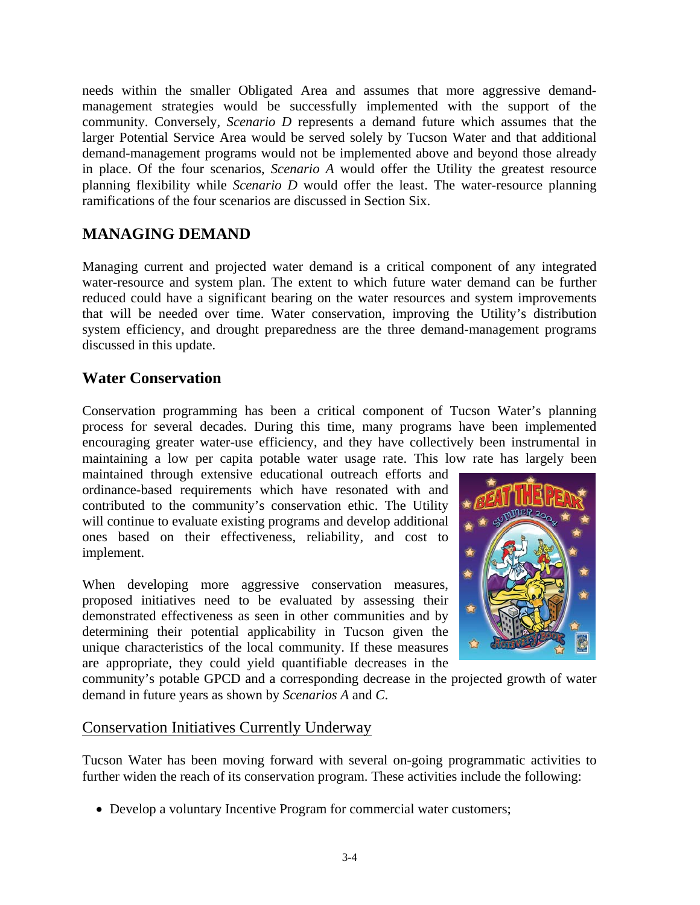needs within the smaller Obligated Area and assumes that more aggressive demand-management strategies would be successfully implemented with the support of the community. Conversely, *Scenario D* represents a demand future which assumes that the larger Potential Service Area would be served solely by Tucson Water and that additional demand-management programs would not be implemented above and beyond those already in place. Of the four scenarios, *Scenario A* would offer the Utility the greatest resource planning flexibility while *Scenario D* would offer the least. The water-resource planning ramifications of the four scenarios are discussed in Section Six.

## MANAGING DEMAND

Managing current and projected water demand is a critical component of any integrated water-resource and system plan. The extent to which future water demand can be further reduced could have a significant bearing on the water resources and system improvements that will be needed over time. Water conservation, improving the Utility's distribution system efficiency, and drought preparedness are the three demand-management programs discussed in this update.

### Water Conservation

Conservation programming has been a critical component of Tucson Water's planning process for several decades. During this time, many programs have been implemented encouraging greater water-use efficiency, and they have collectively been instrumental in maintaining a low per capita potable water usage rate. This low rate has largely been maintained through extensive educational outreach efforts and ordinance-based requirements which have resonated with and contributed to the community's conservation ethic. The Utility will continue to evaluate existing programs and develop additional ones based on their effectiveness, reliability, and cost to implement.

When developing more aggressive conservation measures, proposed initiatives need to be evaluated by assessing their demonstrated effectiveness as seen in other communities and by determining their potential applicability in Tucson given the unique characteristics of the local community. If these measures are appropriate, they could yield quantifiable decreases in the community's potable GPCD and a corresponding decrease in the projected growth of water demand in future years as shown by *Scenarios A* and *C*.

#### Conservation Initiatives Currently Underway

Tucson Water has been moving forward with several on-going programmatic activities to further widen the reach of its conservation program. These activities include the following:

- Develop a voluntary Incentive Program for commercial water customers;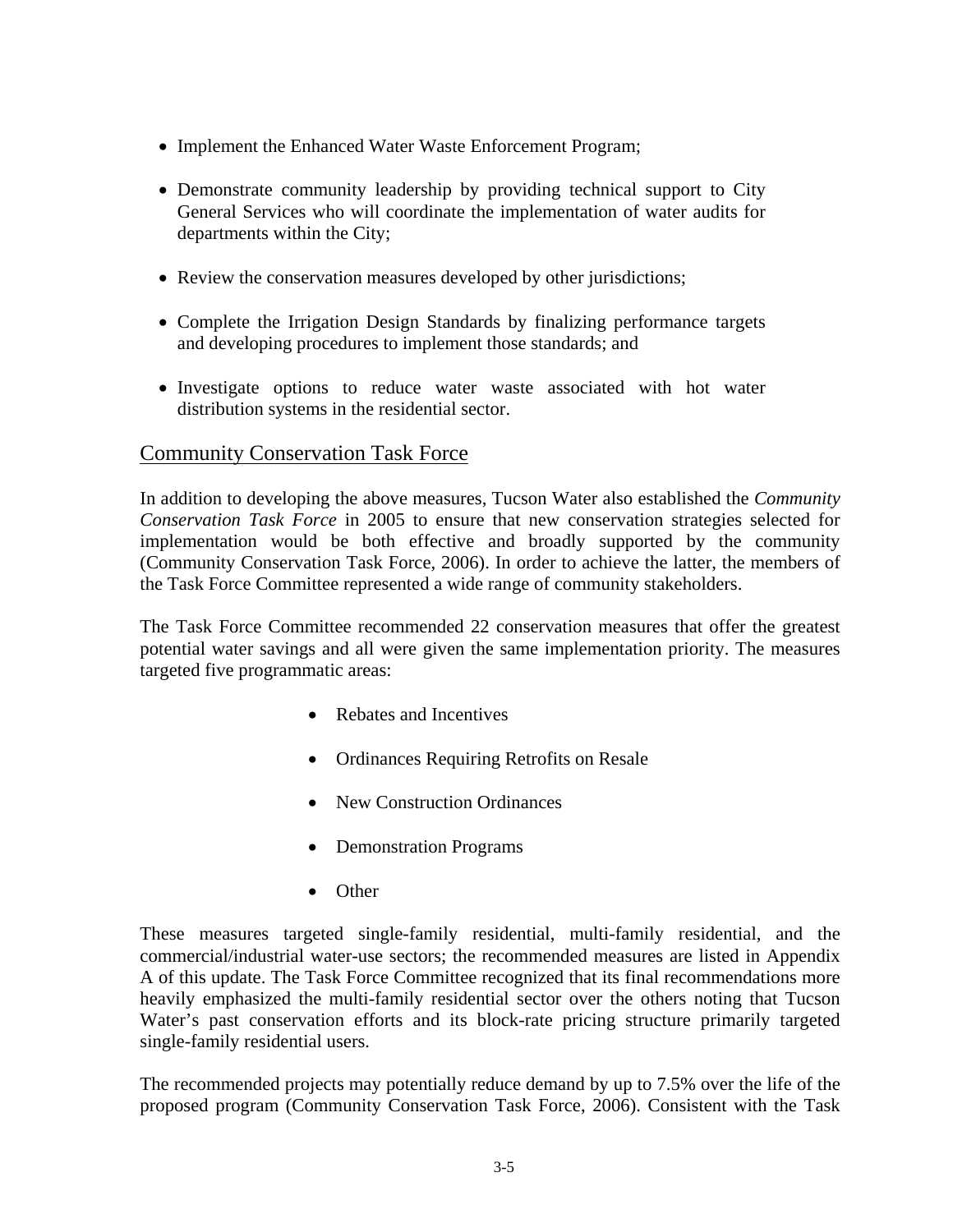- Implement the Enhanced Water Waste Enforcement Program;
- Demonstrate community leadership by providing technical support to City General Services who will coordinate the implementation of water audits for departments within the City;
- Review the conservation measures developed by other jurisdictions;
- Complete the Irrigation Design Standards by finalizing performance targets and developing procedures to implement those standards; and
- Investigate options to reduce water waste associated with hot water distribution systems in the residential sector.

## Community Conservation Task Force

In addition to developing the above measures, Tucson Water also established the *Community Conservation Task Force* in 2005 to ensure that new conservation strategies selected for implementation would be both effective and broadly supported by the community (Community Conservation Task Force, 2006). In order to achieve the latter, the members of the Task Force Committee represented a wide range of community stakeholders.

The Task Force Committee recommended 22 conservation measures that offer the greatest potential water savings and all were given the same implementation priority. The measures targeted five programmatic areas:

- Rebates and Incentives
- Ordinances Requiring Retrofits on Resale
- New Construction Ordinances
- Demonstration Programs
- Other

These measures targeted single-family residential, multi-family residential, and the commercial/industrial water-use sectors; the recommended measures are listed in Appendix A of this update. The Task Force Committee recognized that its final recommendations more heavily emphasized the multi-family residential sector over the others noting that Tucson Water's past conservation efforts and its block-rate pricing structure primarily targeted single-family residential users.

The recommended projects may potentially reduce demand by up to 7.5% over the life of the proposed program (Community Conservation Task Force, 2006). Consistent with the Task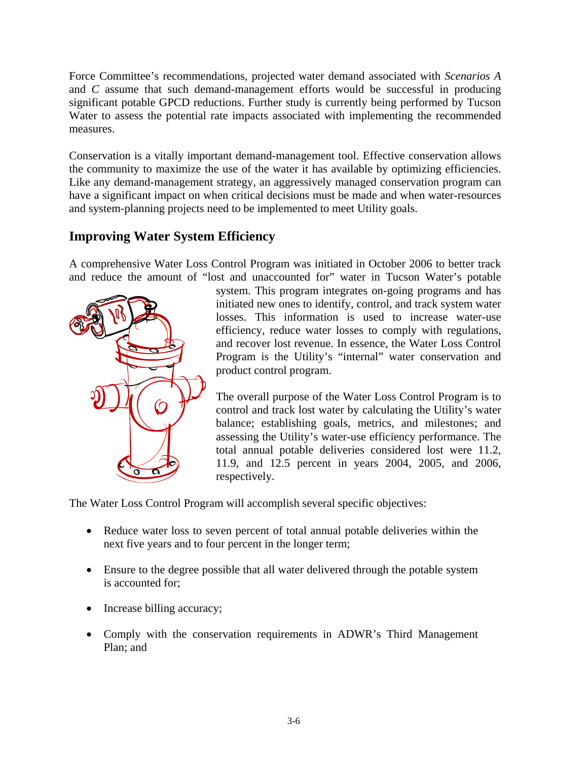Force Committee's recommendations, projected water demand associated with *Scenarios A* and *C* assume that such demand-management efforts would be successful in producing significant potable GPCD reductions. Further study is currently being performed by Tucson Water to assess the potential rate impacts associated with implementing the recommended measures.

Conservation is a vitally important demand-management tool. Effective conservation allows the community to maximize the use of the water it has available by optimizing efficiencies. Like any demand-management strategy, an aggressively managed conservation program can have a significant impact on when critical decisions must be made and when water-resources and system-planning projects need to be implemented to meet Utility goals.

## Improving Water System Efficiency

A comprehensive Water Loss Control Program was initiated in October 2006 to better track and reduce the amount of "lost and unaccounted for" water in Tucson Water's potable system. This program integrates on-going programs and has initiated new ones to identify, control, and track system water losses. This information is used to increase water-use efficiency, reduce water losses to comply with regulations, and recover lost revenue. In essence, the Water Loss Control Program is the Utility's "internal" water conservation and product control program.

The overall purpose of the Water Loss Control Program is to control and track lost water by calculating the Utility's water balance; establishing goals, metrics, and milestones; and assessing the Utility's water-use efficiency performance. The total annual potable deliveries considered lost were 11.2, 11.9, and 12.5 percent in years 2004, 2005, and 2006, respectively.

The Water Loss Control Program will accomplish several specific objectives:

- Reduce water loss to seven percent of total annual potable deliveries within the next five years and to four percent in the longer term;
- Ensure to the degree possible that all water delivered through the potable system is accounted for;
- Increase billing accuracy;
- Comply with the conservation requirements in ADWR's Third Management Plan; and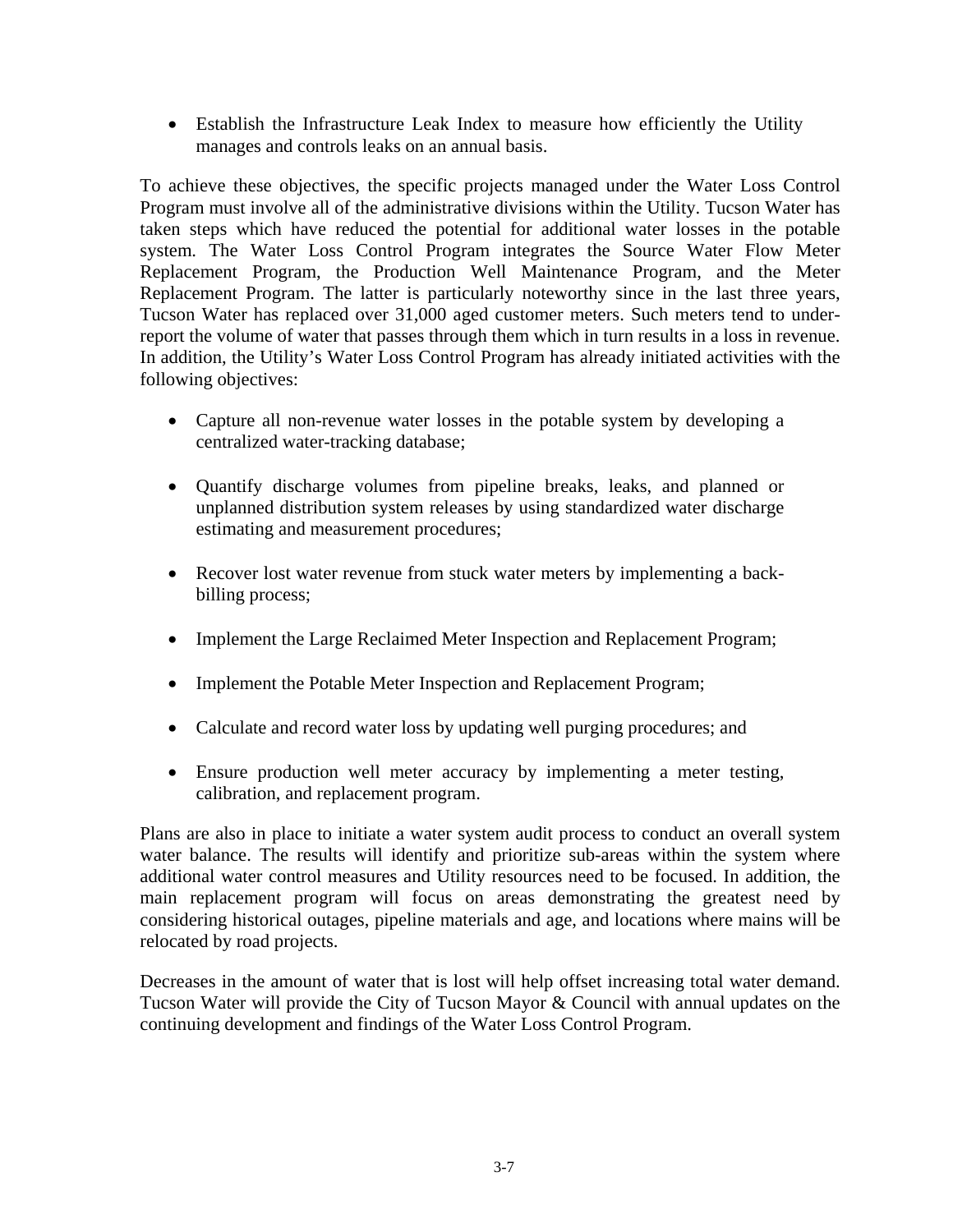- Establish the Infrastructure Leak Index to measure how efficiently the Utility manages and controls leaks on an annual basis.

To achieve these objectives, the specific projects managed under the Water Loss Control Program must involve all of the administrative divisions within the Utility. Tucson Water has taken steps which have reduced the potential for additional water losses in the potable system. The Water Loss Control Program integrates the Source Water Flow Meter Replacement Program, the Production Well Maintenance Program, and the Meter Replacement Program. The latter is particularly noteworthy since in the last three years, Tucson Water has replaced over 31,000 aged customer meters. Such meters tend to under-report the volume of water that passes through them which in turn results in a loss in revenue. In addition, the Utility's Water Loss Control Program has already initiated activities with the following objectives:

- Capture all non-revenue water losses in the potable system by developing a centralized water-tracking database;
- Quantify discharge volumes from pipeline breaks, leaks, and planned or unplanned distribution system releases by using standardized water discharge estimating and measurement procedures;
- Recover lost water revenue from stuck water meters by implementing a back-billing process;
- Implement the Large Reclaimed Meter Inspection and Replacement Program;
- Implement the Potable Meter Inspection and Replacement Program;
- Calculate and record water loss by updating well purging procedures; and
- Ensure production well meter accuracy by implementing a meter testing, calibration, and replacement program.

Plans are also in place to initiate a water system audit process to conduct an overall system water balance. The results will identify and prioritize sub-areas within the system where additional water control measures and Utility resources need to be focused. In addition, the main replacement program will focus on areas demonstrating the greatest need by considering historical outages, pipeline materials and age, and locations where mains will be relocated by road projects.

Decreases in the amount of water that is lost will help offset increasing total water demand. Tucson Water will provide the City of Tucson Mayor & Council with annual updates on the continuing development and findings of the Water Loss Control Program.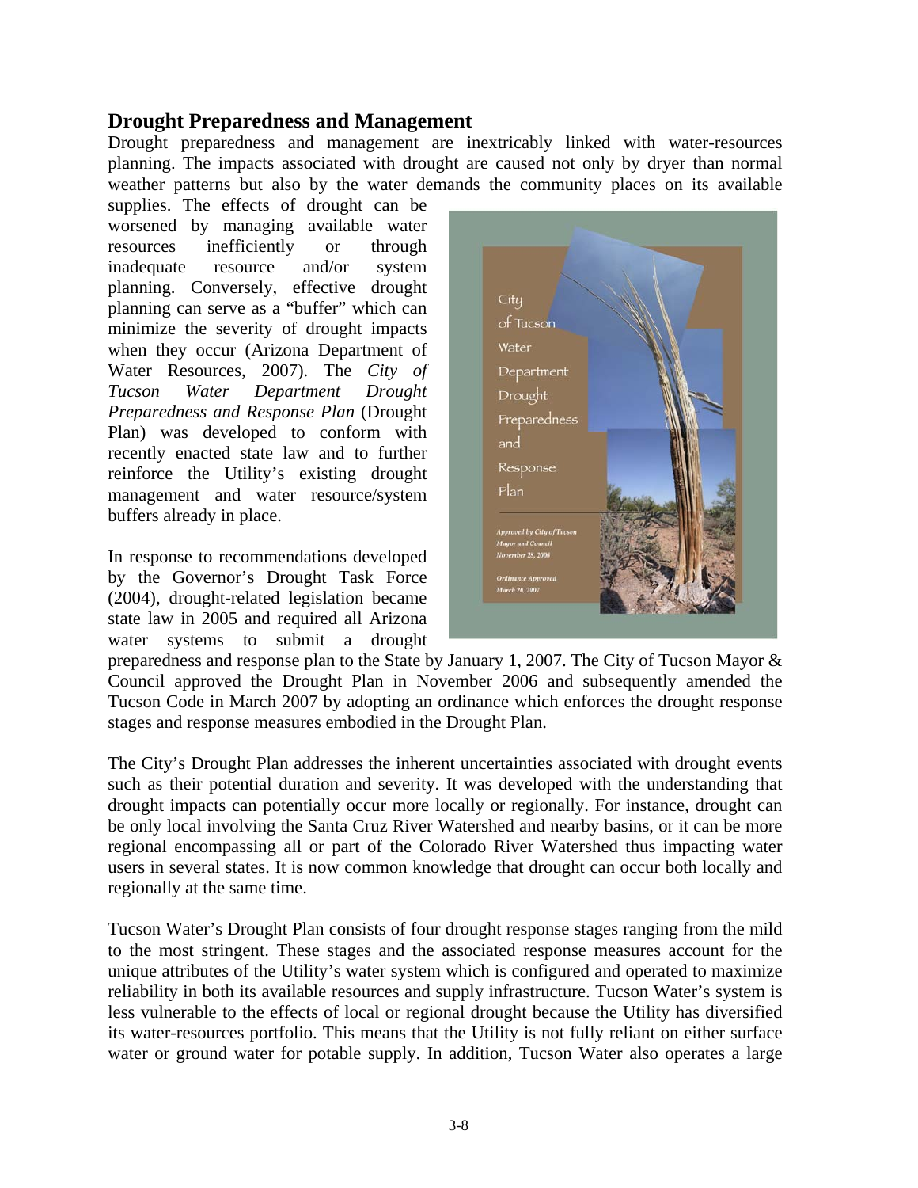## Drought Preparedness and Management

Drought preparedness and management are inextricably linked with water-resources planning. The impacts associated with drought are caused not only by dryer than normal weather patterns but also by the water demands the community places on its available supplies. The effects of drought can be worsened by managing available water resources inefficiently or through inadequate resource and/or system planning. Conversely, effective drought planning can serve as a "buffer" which can minimize the severity of drought impacts when they occur (Arizona Department of Water Resources, 2007). The *City of Tucson Water Department Drought Preparedness and Response Plan* (Drought Plan) was developed to conform with recently enacted state law and to further reinforce the Utility's existing drought management and water resource/system buffers already in place.

In response to recommendations developed by the Governor's Drought Task Force (2004), drought-related legislation became state law in 2005 and required all Arizona water systems to submit a drought preparedness and response plan to the State by January 1, 2007. The City of Tucson Mayor & Council approved the Drought Plan in November 2006 and subsequently amended the Tucson Code in March 2007 by adopting an ordinance which enforces the drought response stages and response measures embodied in the Drought Plan.

The City's Drought Plan addresses the inherent uncertainties associated with drought events such as their potential duration and severity. It was developed with the understanding that drought impacts can potentially occur more locally or regionally. For instance, drought can be only local involving the Santa Cruz River Watershed and nearby basins, or it can be more regional encompassing all or part of the Colorado River Watershed thus impacting water users in several states. It is now common knowledge that drought can occur both locally and regionally at the same time.

Tucson Water's Drought Plan consists of four drought response stages ranging from the mild to the most stringent. These stages and the associated response measures account for the unique attributes of the Utility's water system which is configured and operated to maximize reliability in both its available resources and supply infrastructure. Tucson Water's system is less vulnerable to the effects of local or regional drought because the Utility has diversified its water-resources portfolio. This means that the Utility is not fully reliant on either surface water or ground water for potable supply. In addition, Tucson Water also operates a large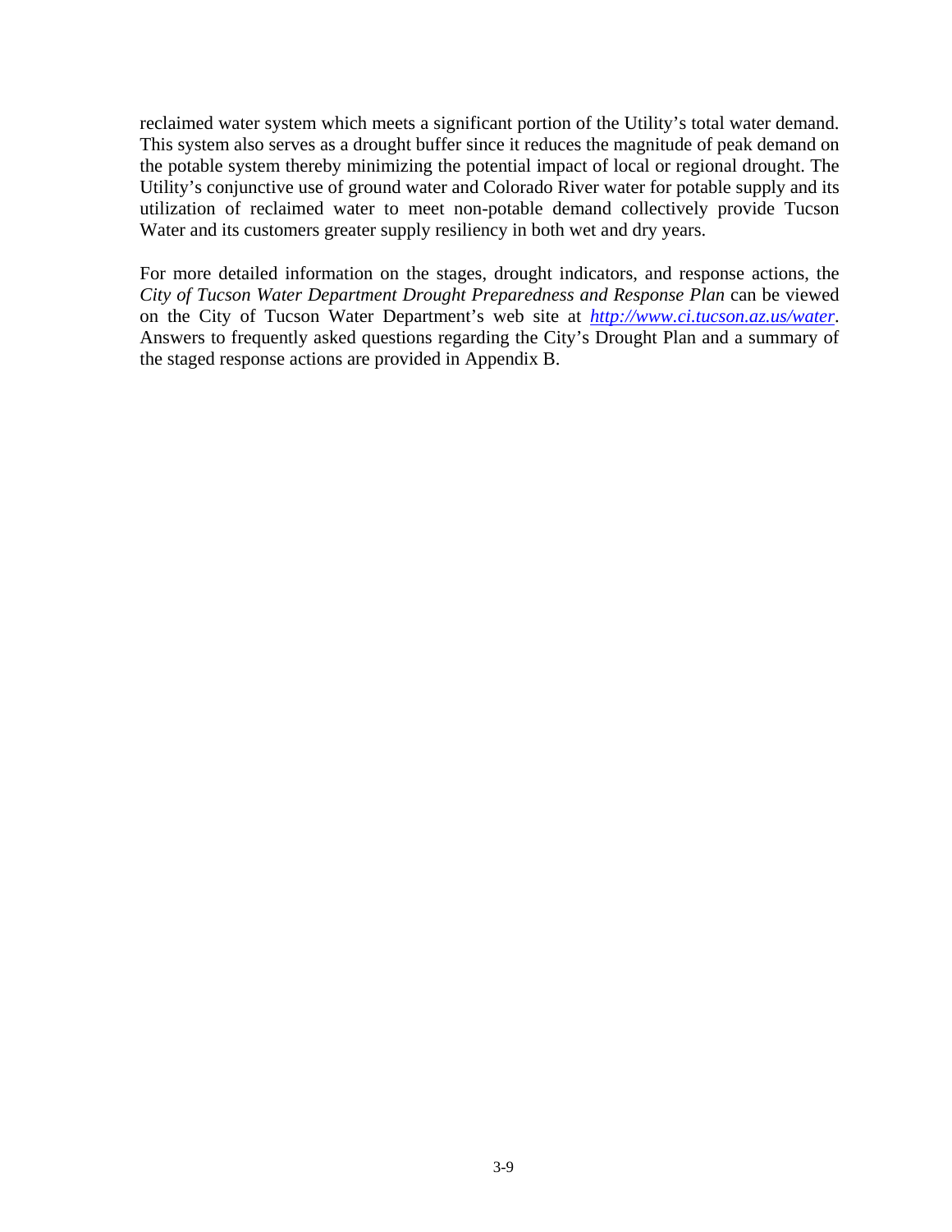reclaimed water system which meets a significant portion of the Utility's total water demand. This system also serves as a drought buffer since it reduces the magnitude of peak demand on the potable system thereby minimizing the potential impact of local or regional drought. The Utility's conjunctive use of ground water and Colorado River water for potable supply and its utilization of reclaimed water to meet non-potable demand collectively provide Tucson Water and its customers greater supply resiliency in both wet and dry years.

For more detailed information on the stages, drought indicators, and response actions, the *City of Tucson Water Department Drought Preparedness and Response Plan* can be viewed on the City of Tucson Water Department's web site at *http://www.ci.tucson.az.us/water*. Answers to frequently asked questions regarding the City's Drought Plan and a summary of the staged response actions are provided in Appendix B.